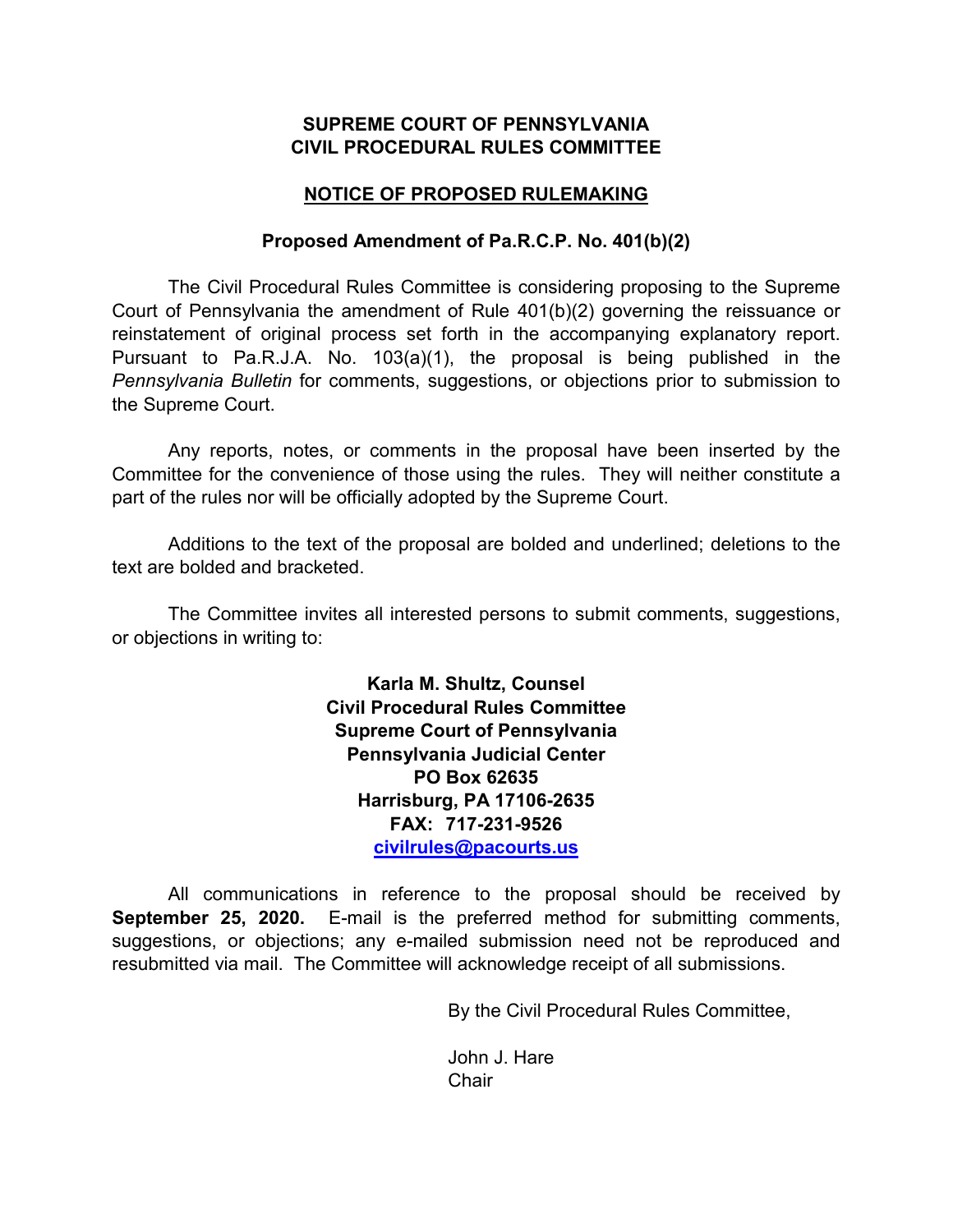**SUPREME COURT OF PENNSYLVANIA**
**CIVIL PROCEDURAL RULES COMMITTEE**

**NOTICE OF PROPOSED RULEMAKING**

**Proposed Amendment of Pa.R.C.P. No. 401(b)(2)**

The Civil Procedural Rules Committee is considering proposing to the Supreme Court of Pennsylvania the amendment of Rule 401(b)(2) governing the reissuance or reinstatement of original process set forth in the accompanying explanatory report. Pursuant to Pa.R.J.A. No. 103(a)(1), the proposal is being published in the *Pennsylvania Bulletin* for comments, suggestions, or objections prior to submission to the Supreme Court.

Any reports, notes, or comments in the proposal have been inserted by the Committee for the convenience of those using the rules. They will neither constitute a part of the rules nor will be officially adopted by the Supreme Court.

Additions to the text of the proposal are bolded and underlined; deletions to the text are bolded and bracketed.

The Committee invites all interested persons to submit comments, suggestions, or objections in writing to:

**Karla M. Shultz, Counsel**
**Civil Procedural Rules Committee**
**Supreme Court of Pennsylvania**
**Pennsylvania Judicial Center**
**PO Box 62635**
**Harrisburg, PA 17106-2635**
**FAX: 717-231-9526**
**civilrules@pacourts.us**

All communications in reference to the proposal should be received by **September 25, 2020.** E-mail is the preferred method for submitting comments, suggestions, or objections; any e-mailed submission need not be reproduced and resubmitted via mail. The Committee will acknowledge receipt of all submissions.

By the Civil Procedural Rules Committee,

John J. Hare
Chair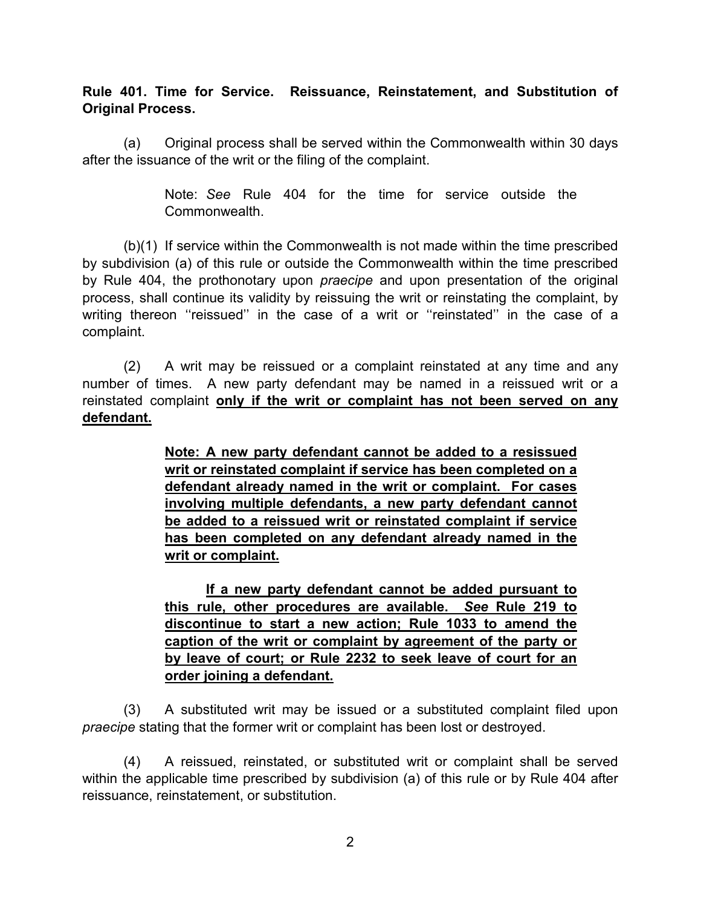**Rule 401. Time for Service. Reissuance, Reinstatement, and Substitution of Original Process.**

(a) Original process shall be served within the Commonwealth within 30 days after the issuance of the writ or the filing of the complaint.

> Note: *See* Rule 404 for the time for service outside the Commonwealth.

(b)(1) If service within the Commonwealth is not made within the time prescribed by subdivision (a) of this rule or outside the Commonwealth within the time prescribed by Rule 404, the prothonotary upon *praecipe* and upon presentation of the original process, shall continue its validity by reissuing the writ or reinstating the complaint, by writing thereon ''reissued'' in the case of a writ or ''reinstated'' in the case of a complaint.

(2) A writ may be reissued or a complaint reinstated at any time and any number of times. A new party defendant may be named in a reissued writ or a reinstated complaint <u>**only if the writ or complaint has not been served on any defendant.**</u>

> <u>**Note: A new party defendant cannot be added to a resissued writ or reinstated complaint if service has been completed on a defendant already named in the writ or complaint. For cases involving multiple defendants, a new party defendant cannot be added to a reissued writ or reinstated complaint if service has been completed on any defendant already named in the writ or complaint.**</u>
>
> <u>**If a new party defendant cannot be added pursuant to this rule, other procedures are available. *See* Rule 219 to discontinue to start a new action; Rule 1033 to amend the caption of the writ or complaint by agreement of the party or by leave of court; or Rule 2232 to seek leave of court for an order joining a defendant.**</u>

(3) A substituted writ may be issued or a substituted complaint filed upon *praecipe* stating that the former writ or complaint has been lost or destroyed.

(4) A reissued, reinstated, or substituted writ or complaint shall be served within the applicable time prescribed by subdivision (a) of this rule or by Rule 404 after reissuance, reinstatement, or substitution.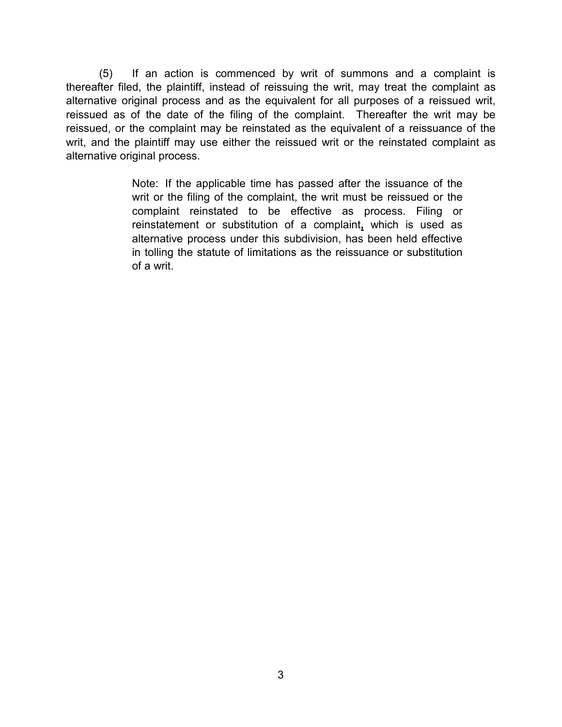(5) If an action is commenced by writ of summons and a complaint is thereafter filed, the plaintiff, instead of reissuing the writ, may treat the complaint as alternative original process and as the equivalent for all purposes of a reissued writ, reissued as of the date of the filing of the complaint. Thereafter the writ may be reissued, or the complaint may be reinstated as the equivalent of a reissuance of the writ, and the plaintiff may use either the reissued writ or the reinstated complaint as alternative original process.

> Note: If the applicable time has passed after the issuance of the writ or the filing of the complaint, the writ must be reissued or the complaint reinstated to be effective as process. Filing or reinstatement or substitution of a complaint, which is used as alternative process under this subdivision, has been held effective in tolling the statute of limitations as the reissuance or substitution of a writ.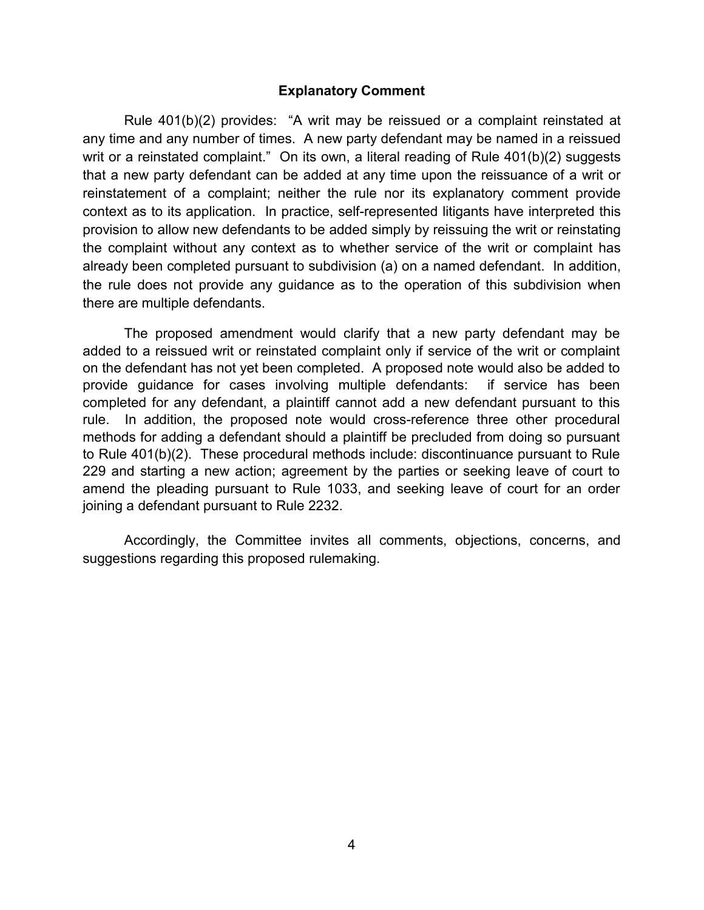## Explanatory Comment

Rule 401(b)(2) provides: "A writ may be reissued or a complaint reinstated at any time and any number of times. A new party defendant may be named in a reissued writ or a reinstated complaint." On its own, a literal reading of Rule 401(b)(2) suggests that a new party defendant can be added at any time upon the reissuance of a writ or reinstatement of a complaint; neither the rule nor its explanatory comment provide context as to its application. In practice, self-represented litigants have interpreted this provision to allow new defendants to be added simply by reissuing the writ or reinstating the complaint without any context as to whether service of the writ or complaint has already been completed pursuant to subdivision (a) on a named defendant. In addition, the rule does not provide any guidance as to the operation of this subdivision when there are multiple defendants.

The proposed amendment would clarify that a new party defendant may be added to a reissued writ or reinstated complaint only if service of the writ or complaint on the defendant has not yet been completed. A proposed note would also be added to provide guidance for cases involving multiple defendants: if service has been completed for any defendant, a plaintiff cannot add a new defendant pursuant to this rule. In addition, the proposed note would cross-reference three other procedural methods for adding a defendant should a plaintiff be precluded from doing so pursuant to Rule 401(b)(2). These procedural methods include: discontinuance pursuant to Rule 229 and starting a new action; agreement by the parties or seeking leave of court to amend the pleading pursuant to Rule 1033, and seeking leave of court for an order joining a defendant pursuant to Rule 2232.

Accordingly, the Committee invites all comments, objections, concerns, and suggestions regarding this proposed rulemaking.